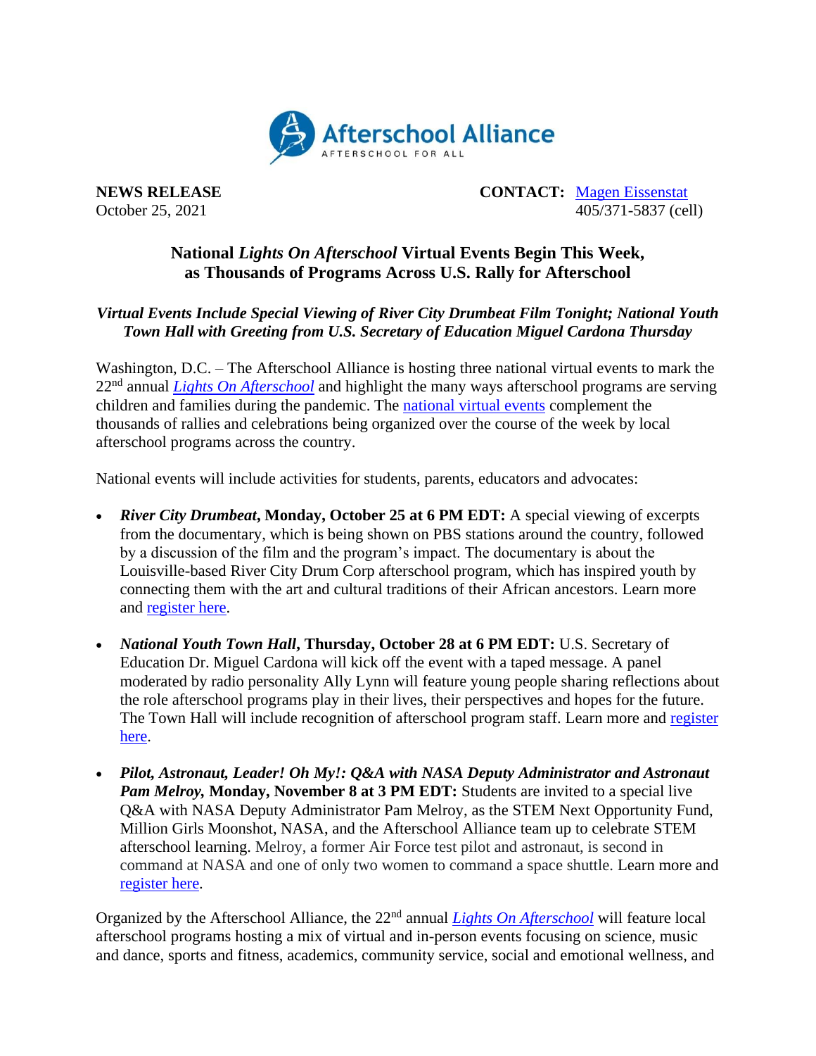Afterschool Alliance
AFTERSCHOOL FOR ALL

**NEWS RELEASE**
October 25, 2021

**CONTACT:** Magen Eissenstat
405/371-5837 (cell)

## National *Lights On Afterschool* Virtual Events Begin This Week, as Thousands of Programs Across U.S. Rally for Afterschool

***Virtual Events Include Special Viewing of River City Drumbeat Film Tonight; National Youth Town Hall with Greeting from U.S. Secretary of Education Miguel Cardona Thursday***

Washington, D.C. – The Afterschool Alliance is hosting three national virtual events to mark the 22nd annual *Lights On Afterschool* and highlight the many ways afterschool programs are serving children and families during the pandemic. The national virtual events complement the thousands of rallies and celebrations being organized over the course of the week by local afterschool programs across the country.

National events will include activities for students, parents, educators and advocates:

- ***River City Drumbeat*, Monday, October 25 at 6 PM EDT:** A special viewing of excerpts from the documentary, which is being shown on PBS stations around the country, followed by a discussion of the film and the program's impact. The documentary is about the Louisville-based River City Drum Corp afterschool program, which has inspired youth by connecting them with the art and cultural traditions of their African ancestors. Learn more and register here.

- ***National Youth Town Hall*, Thursday, October 28 at 6 PM EDT:** U.S. Secretary of Education Dr. Miguel Cardona will kick off the event with a taped message. A panel moderated by radio personality Ally Lynn will feature young people sharing reflections about the role afterschool programs play in their lives, their perspectives and hopes for the future. The Town Hall will include recognition of afterschool program staff. Learn more and register here.

- ***Pilot, Astronaut, Leader! Oh My!: Q&A with NASA Deputy Administrator and Astronaut Pam Melroy*, Monday, November 8 at 3 PM EDT:** Students are invited to a special live Q&A with NASA Deputy Administrator Pam Melroy, as the STEM Next Opportunity Fund, Million Girls Moonshot, NASA, and the Afterschool Alliance team up to celebrate STEM afterschool learning. Melroy, a former Air Force test pilot and astronaut, is second in command at NASA and one of only two women to command a space shuttle. Learn more and register here.

Organized by the Afterschool Alliance, the 22nd annual *Lights On Afterschool* will feature local afterschool programs hosting a mix of virtual and in-person events focusing on science, music and dance, sports and fitness, academics, community service, social and emotional wellness, and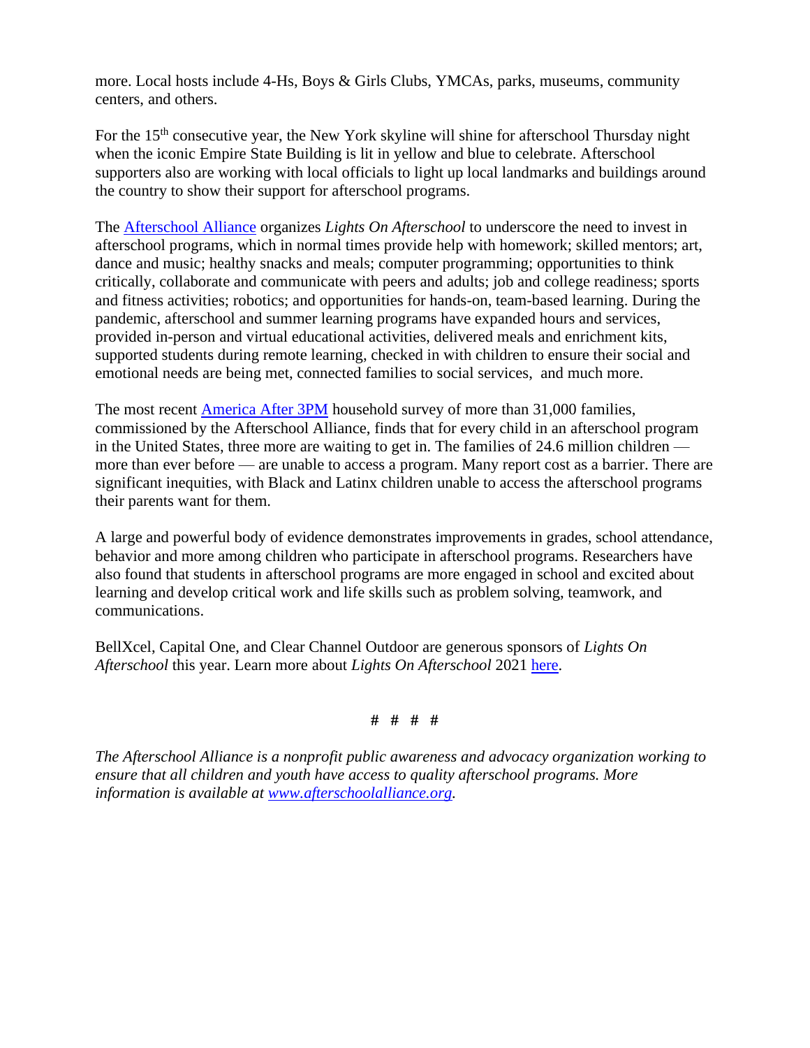more. Local hosts include 4-Hs, Boys & Girls Clubs, YMCAs, parks, museums, community centers, and others.

For the 15th consecutive year, the New York skyline will shine for afterschool Thursday night when the iconic Empire State Building is lit in yellow and blue to celebrate. Afterschool supporters also are working with local officials to light up local landmarks and buildings around the country to show their support for afterschool programs.

The [Afterschool Alliance]() organizes *Lights On Afterschool* to underscore the need to invest in afterschool programs, which in normal times provide help with homework; skilled mentors; art, dance and music; healthy snacks and meals; computer programming; opportunities to think critically, collaborate and communicate with peers and adults; job and college readiness; sports and fitness activities; robotics; and opportunities for hands-on, team-based learning. During the pandemic, afterschool and summer learning programs have expanded hours and services, provided in-person and virtual educational activities, delivered meals and enrichment kits, supported students during remote learning, checked in with children to ensure their social and emotional needs are being met, connected families to social services, and much more.

The most recent [America After 3PM]() household survey of more than 31,000 families, commissioned by the Afterschool Alliance, finds that for every child in an afterschool program in the United States, three more are waiting to get in. The families of 24.6 million children — more than ever before — are unable to access a program. Many report cost as a barrier. There are significant inequities, with Black and Latinx children unable to access the afterschool programs their parents want for them.

A large and powerful body of evidence demonstrates improvements in grades, school attendance, behavior and more among children who participate in afterschool programs. Researchers have also found that students in afterschool programs are more engaged in school and excited about learning and develop critical work and life skills such as problem solving, teamwork, and communications.

BellXcel, Capital One, and Clear Channel Outdoor are generous sponsors of *Lights On Afterschool* this year. Learn more about *Lights On Afterschool* 2021 [here]().

# # # #

*The Afterschool Alliance is a nonprofit public awareness and advocacy organization working to ensure that all children and youth have access to quality afterschool programs. More information is available at [www.afterschoolalliance.org](www.afterschoolalliance.org).*